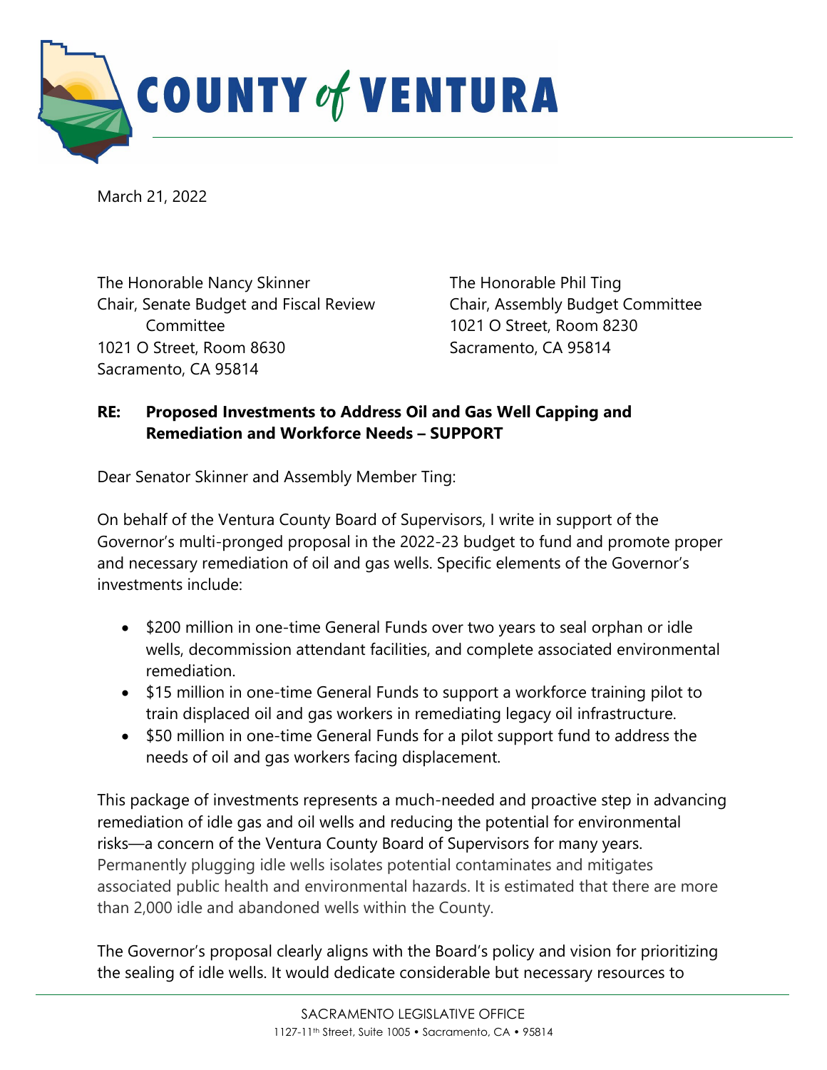# COUNTY of VENTURA

March 21, 2022

The Honorable Nancy Skinner
Chair, Senate Budget and Fiscal Review Committee
1021 O Street, Room 8630
Sacramento, CA 95814

The Honorable Phil Ting
Chair, Assembly Budget Committee
1021 O Street, Room 8230
Sacramento, CA 95814

**RE: Proposed Investments to Address Oil and Gas Well Capping and Remediation and Workforce Needs – SUPPORT**

Dear Senator Skinner and Assembly Member Ting:

On behalf of the Ventura County Board of Supervisors, I write in support of the Governor's multi-pronged proposal in the 2022-23 budget to fund and promote proper and necessary remediation of oil and gas wells. Specific elements of the Governor's investments include:

- $200 million in one-time General Funds over two years to seal orphan or idle wells, decommission attendant facilities, and complete associated environmental remediation.
- $15 million in one-time General Funds to support a workforce training pilot to train displaced oil and gas workers in remediating legacy oil infrastructure.
- $50 million in one-time General Funds for a pilot support fund to address the needs of oil and gas workers facing displacement.

This package of investments represents a much-needed and proactive step in advancing remediation of idle gas and oil wells and reducing the potential for environmental risks—a concern of the Ventura County Board of Supervisors for many years. Permanently plugging idle wells isolates potential contaminates and mitigates associated public health and environmental hazards. It is estimated that there are more than 2,000 idle and abandoned wells within the County.

The Governor's proposal clearly aligns with the Board's policy and vision for prioritizing the sealing of idle wells. It would dedicate considerable but necessary resources to

SACRAMENTO LEGISLATIVE OFFICE
1127-11th Street, Suite 1005 • Sacramento, CA • 95814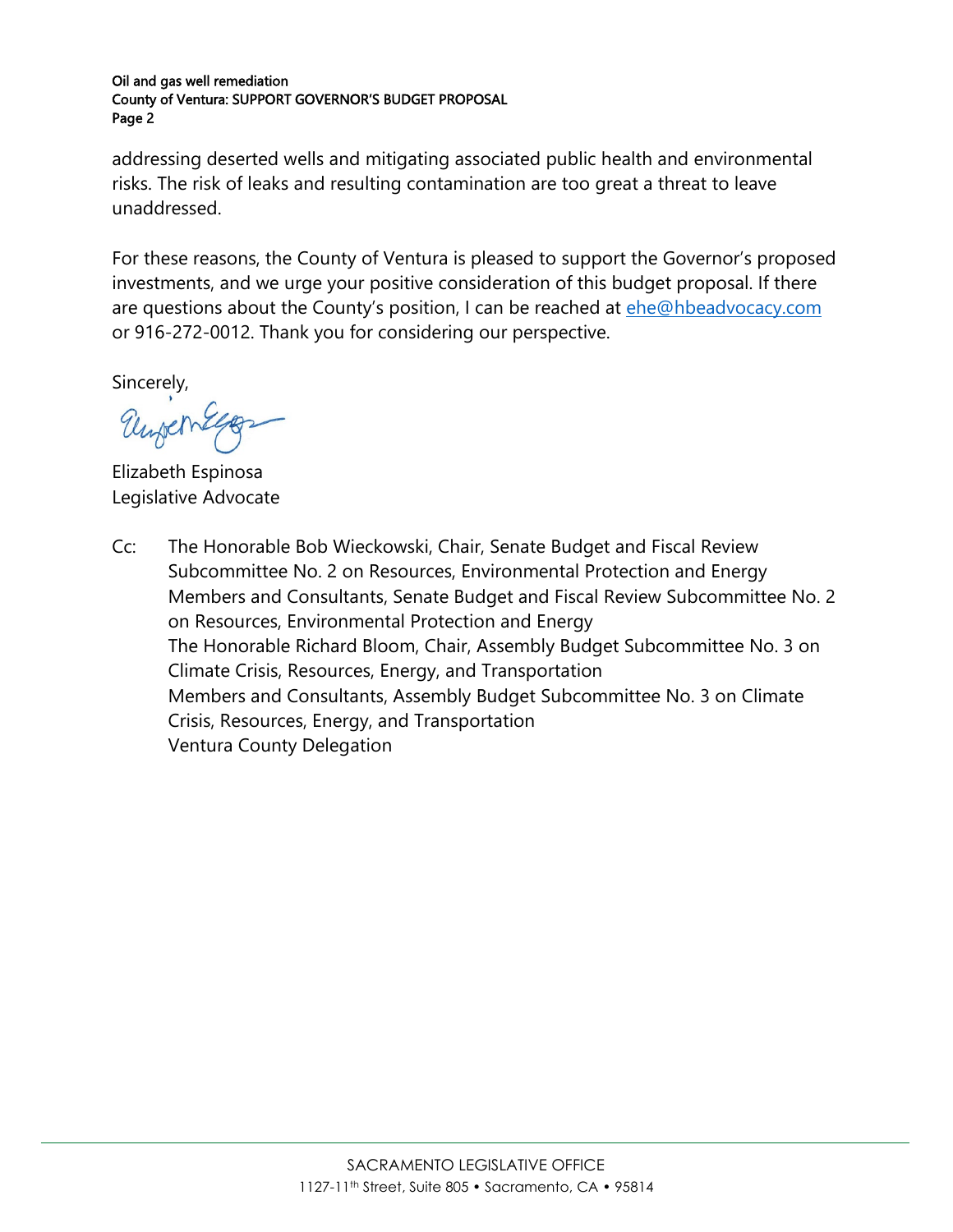addressing deserted wells and mitigating associated public health and environmental risks. The risk of leaks and resulting contamination are too great a threat to leave unaddressed.

For these reasons, the County of Ventura is pleased to support the Governor's proposed investments, and we urge your positive consideration of this budget proposal. If there are questions about the County's position, I can be reached at ehe@hbeadvocacy.com or 916-272-0012. Thank you for considering our perspective.

Sincerely,

Elizabeth Espinosa
Legislative Advocate

Cc: The Honorable Bob Wieckowski, Chair, Senate Budget and Fiscal Review Subcommittee No. 2 on Resources, Environmental Protection and Energy
Members and Consultants, Senate Budget and Fiscal Review Subcommittee No. 2 on Resources, Environmental Protection and Energy
The Honorable Richard Bloom, Chair, Assembly Budget Subcommittee No. 3 on Climate Crisis, Resources, Energy, and Transportation
Members and Consultants, Assembly Budget Subcommittee No. 3 on Climate Crisis, Resources, Energy, and Transportation
Ventura County Delegation